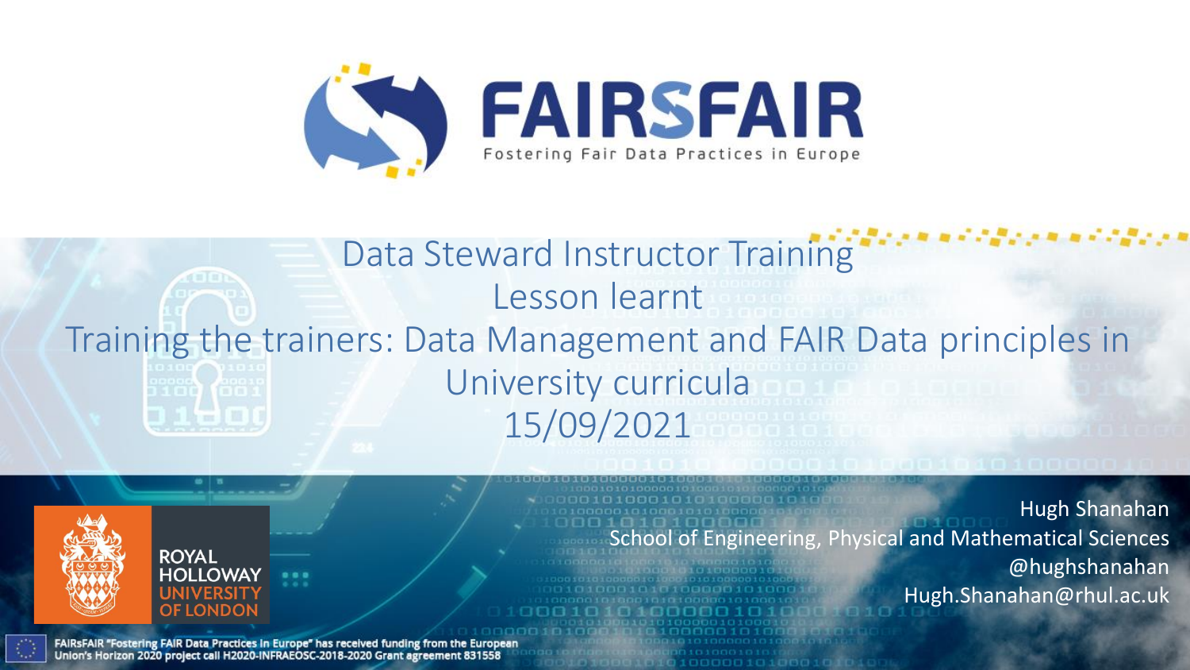# FAIRSFAIR

Fostering Fair Data Practices in Europe

## Data Steward Instructor Training
## Lesson learnt
## Training the trainers: Data Management and FAIR Data principles in University curricula
## 15/09/2021

ROYAL HOLLOWAY UNIVERSITY OF LONDON

Hugh Shanahan
School of Engineering, Physical and Mathematical Sciences
@hughshanahan
Hugh.Shanahan@rhul.ac.uk

FAIRsFAIR "Fostering FAIR Data Practices in Europe" has received funding from the European Union's Horizon 2020 project call H2020-INFRAEOSC-2018-2020 Grant agreement 831558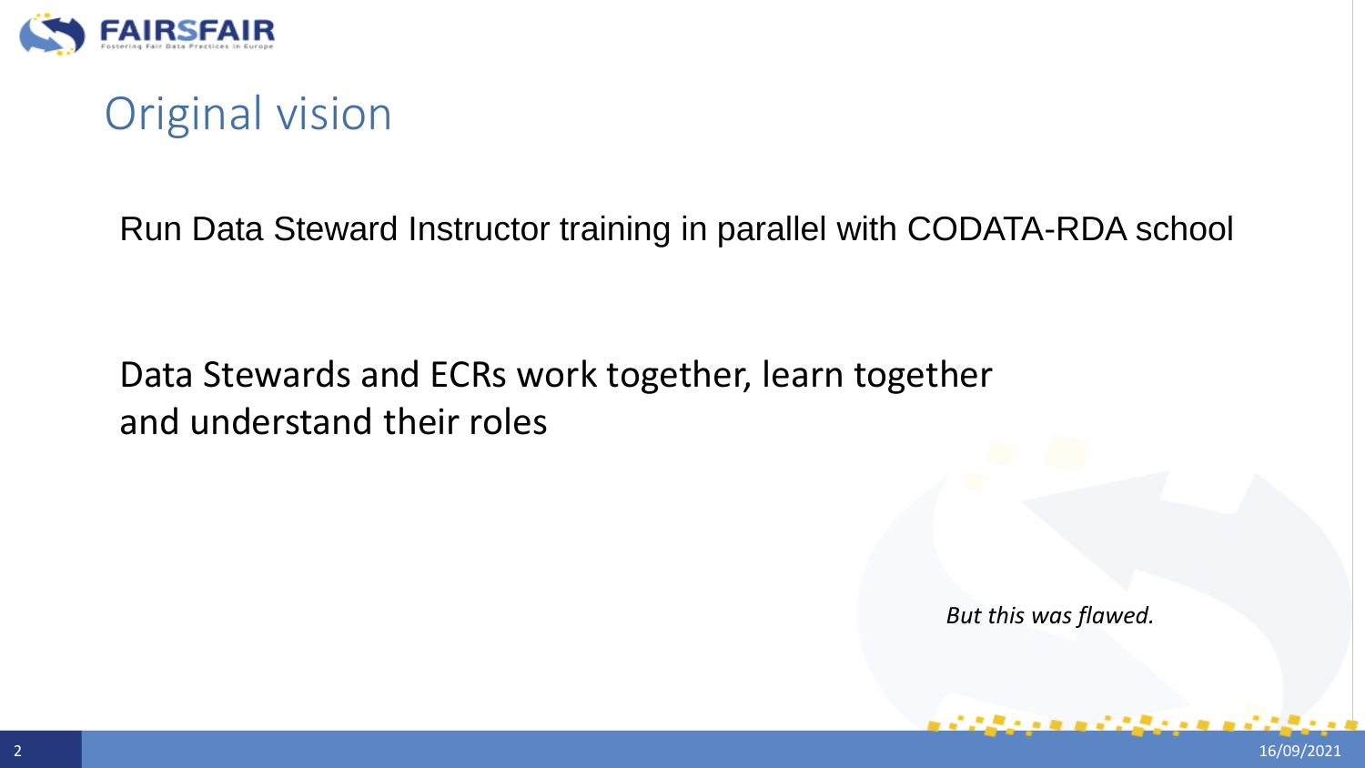# Original vision

Run Data Steward Instructor training in parallel with CODATA-RDA school

Data Stewards and ECRs work together, learn together and understand their roles

*But this was flawed.*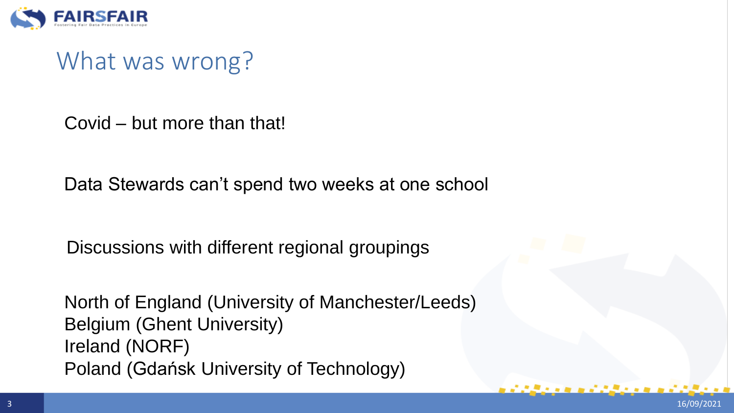# What was wrong?

Covid – but more than that!

Data Stewards can't spend two weeks at one school

Discussions with different regional groupings

North of England (University of Manchester/Leeds)
Belgium (Ghent University)
Ireland (NORF)
Poland (Gdańsk University of Technology)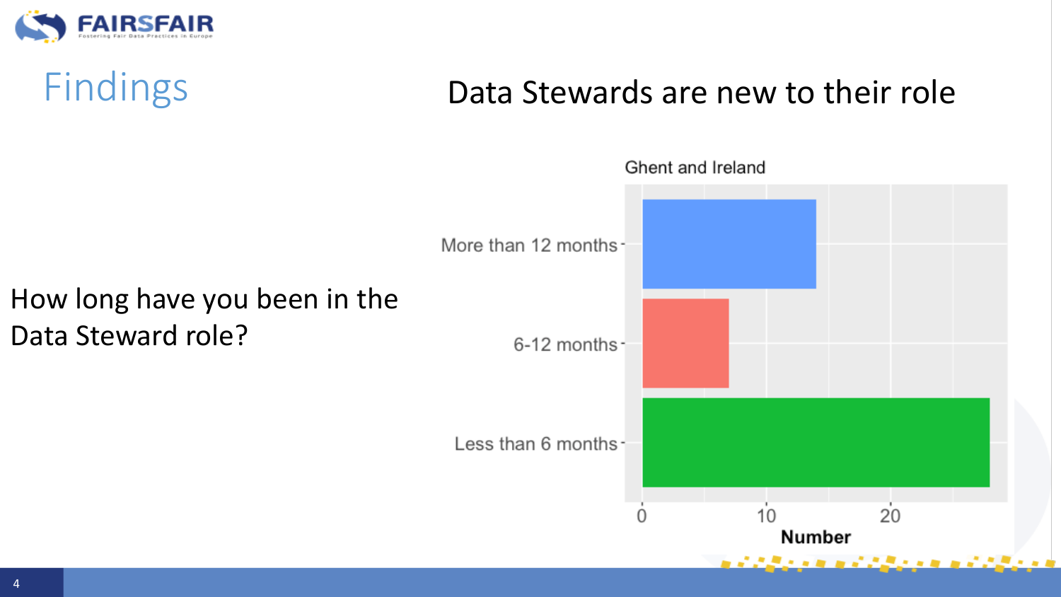# Findings

## Data Stewards are new to their role

How long have you been in the Data Steward role?

Ghent and Ireland

More than 12 months

6-12 months

Less than 6 months

0 10 20

Number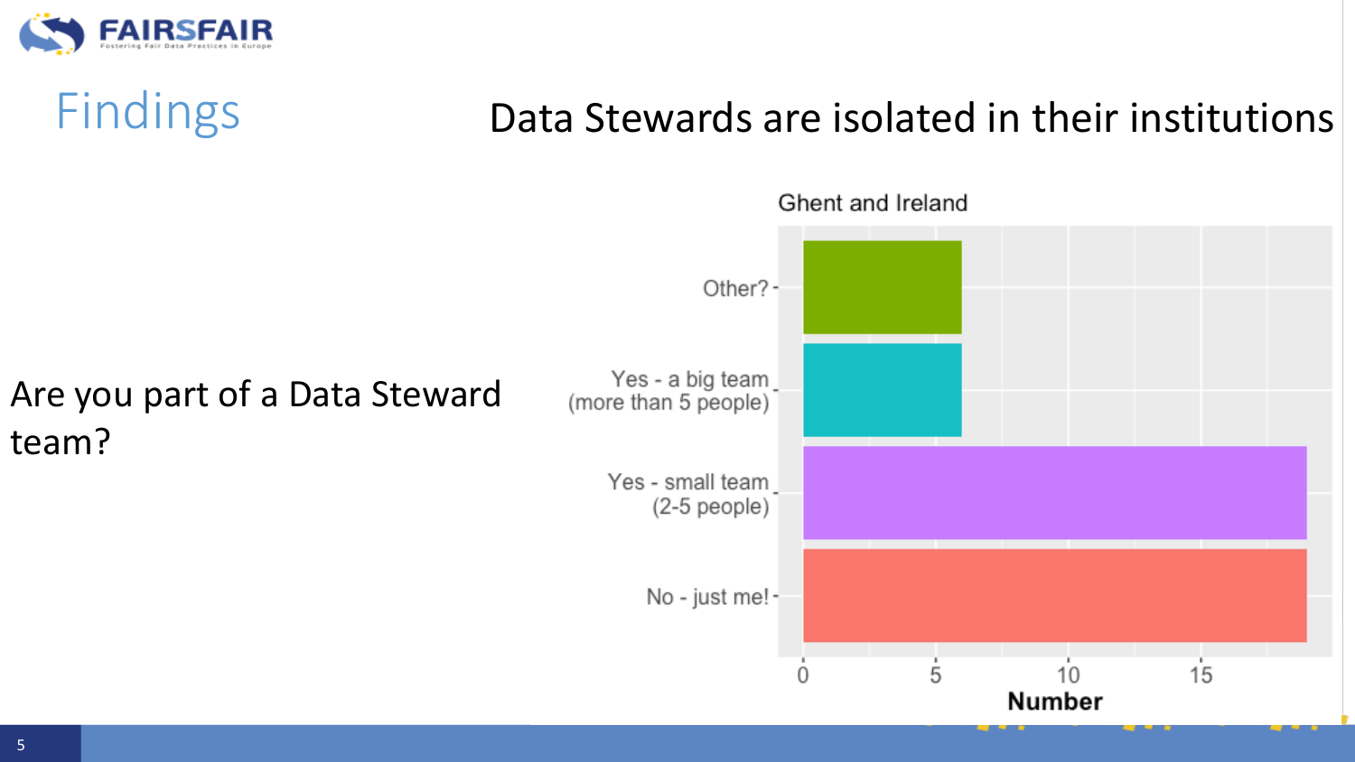# Findings

## Data Stewards are isolated in their institutions

Are you part of a Data Steward team?

Ghent and Ireland

Other?

Yes - a big team (more than 5 people)

Yes - small team (2-5 people)

No - just me!

0 5 10 15

Number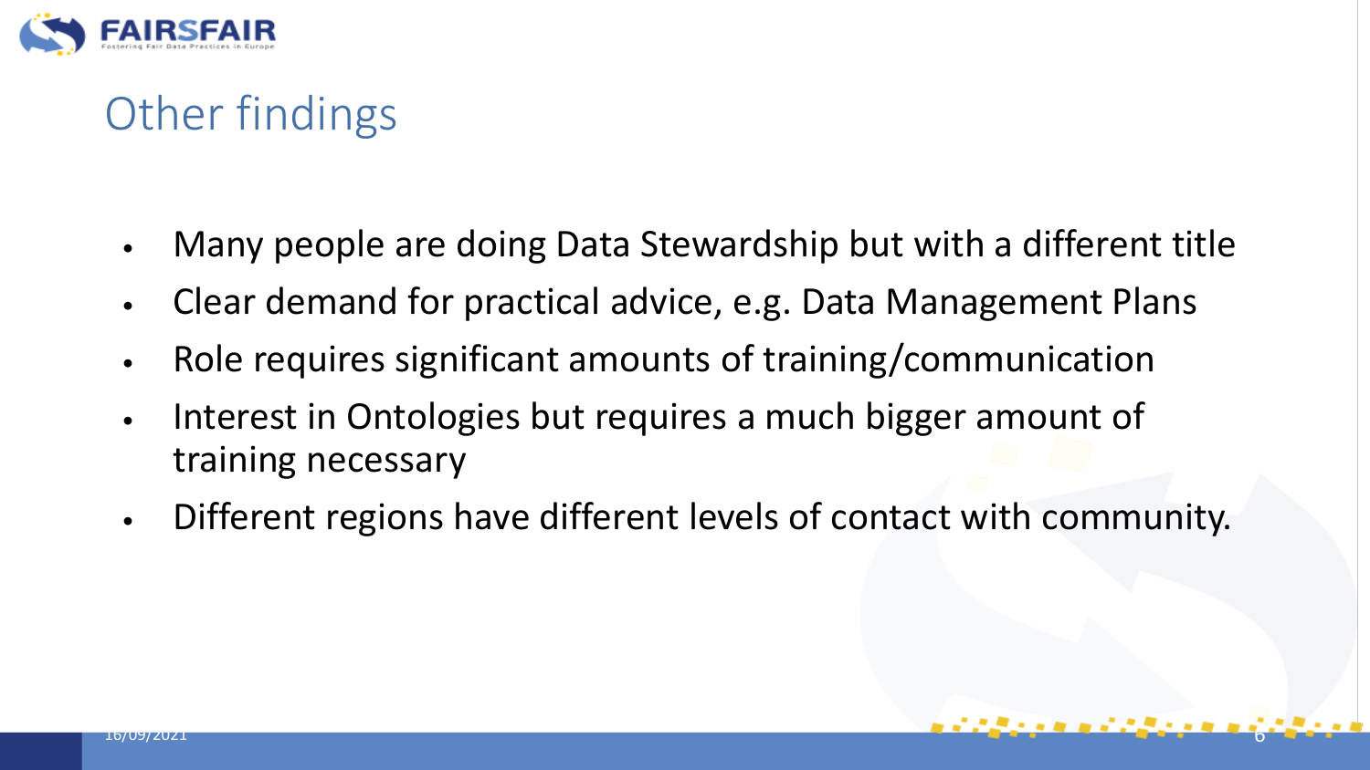# Other findings

- Many people are doing Data Stewardship but with a different title
- Clear demand for practical advice, e.g. Data Management Plans
- Role requires significant amounts of training/communication
- Interest in Ontologies but requires a much bigger amount of training necessary
- Different regions have different levels of contact with community.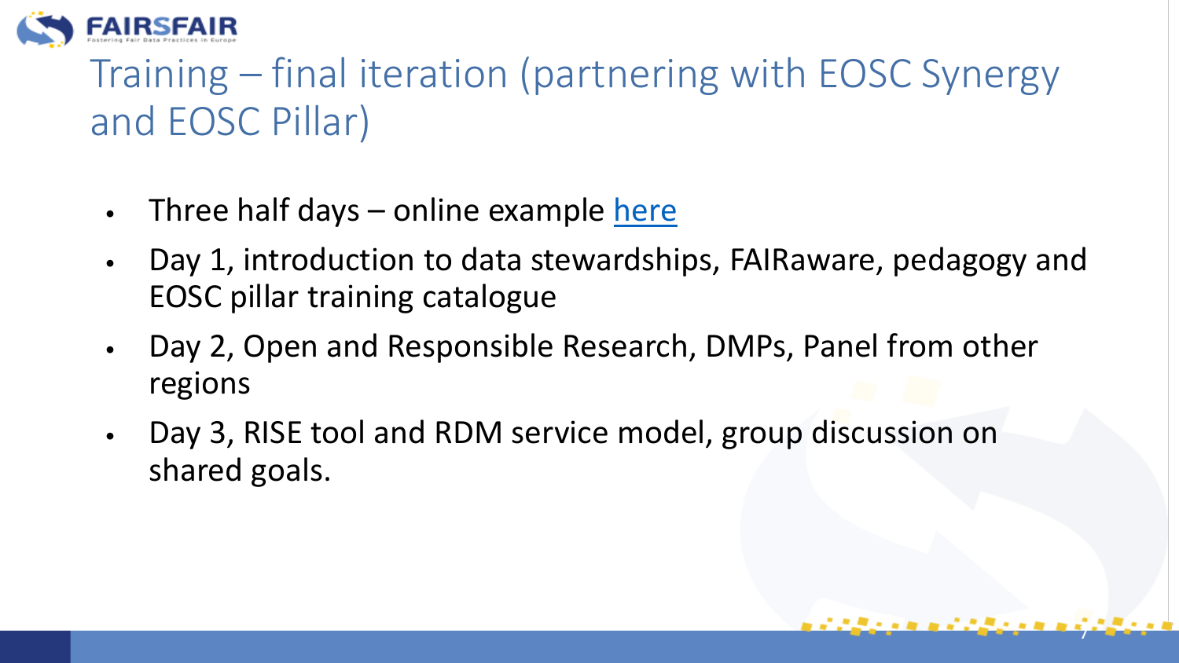# Training – final iteration (partnering with EOSC Synergy and EOSC Pillar)

- Three half days – online example here
- Day 1, introduction to data stewardships, FAIRaware, pedagogy and EOSC pillar training catalogue
- Day 2, Open and Responsible Research, DMPs, Panel from other regions
- Day 3, RISE tool and RDM service model, group discussion on shared goals.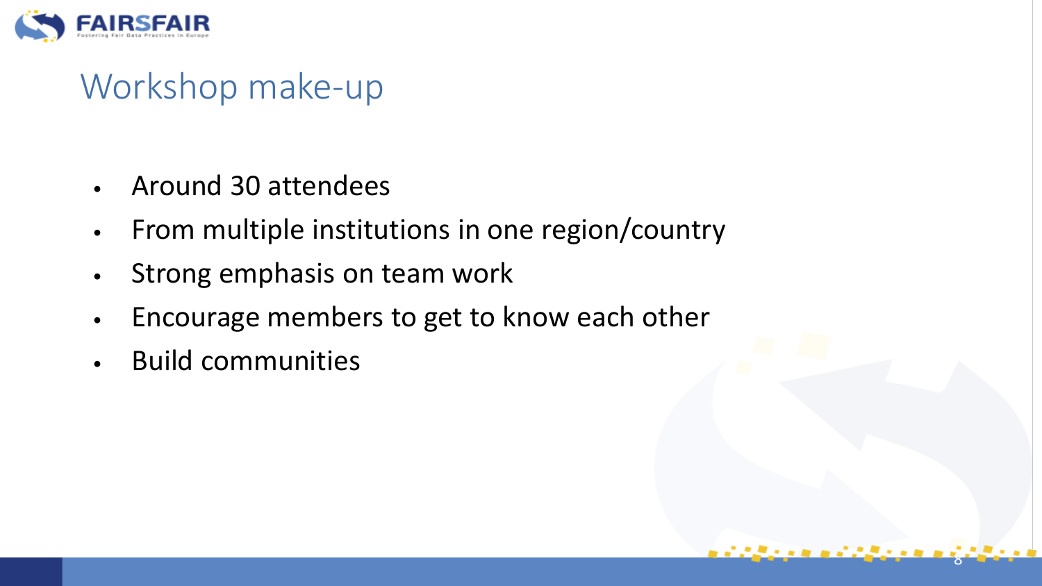# Workshop make-up

- Around 30 attendees
- From multiple institutions in one region/country
- Strong emphasis on team work
- Encourage members to get to know each other
- Build communities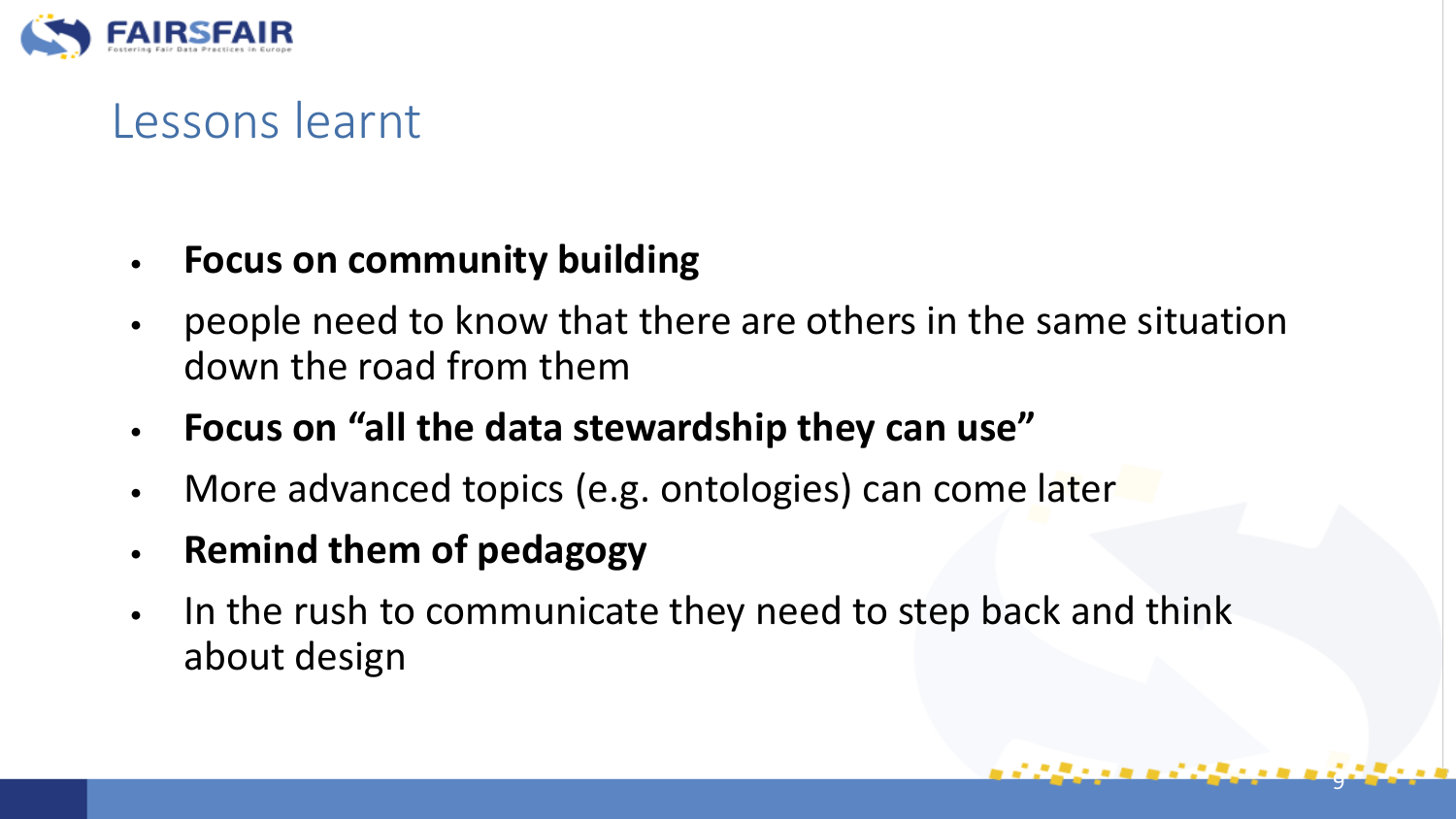# Lessons learnt

- **Focus on community building**
- people need to know that there are others in the same situation down the road from them
- **Focus on "all the data stewardship they can use"**
- More advanced topics (e.g. ontologies) can come later
- **Remind them of pedagogy**
- In the rush to communicate they need to step back and think about design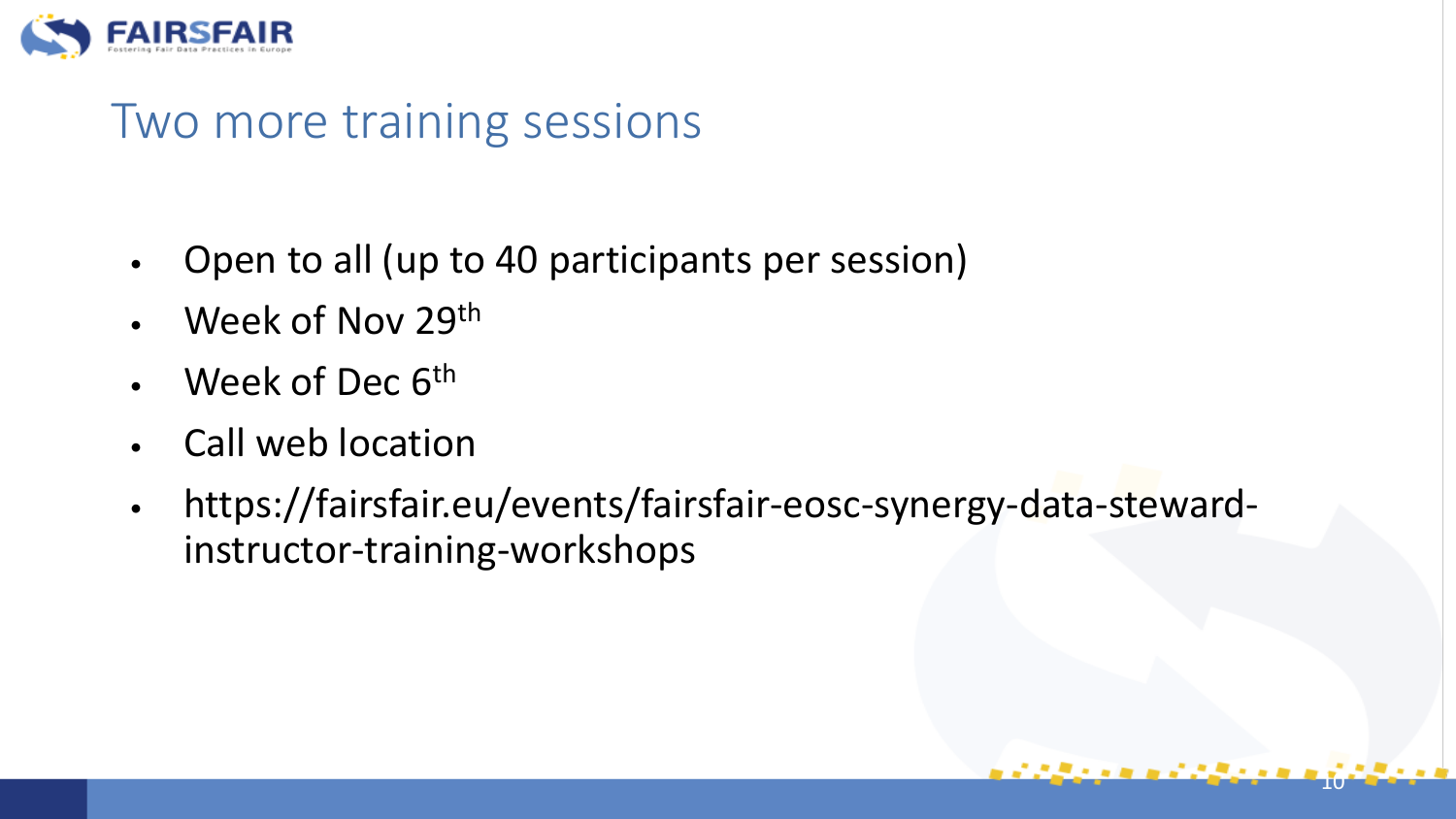# Two more training sessions

- Open to all (up to 40 participants per session)
- Week of Nov 29th
- Week of Dec 6th
- Call web location
- https://fairsfair.eu/events/fairsfair-eosc-synergy-data-steward-instructor-training-workshops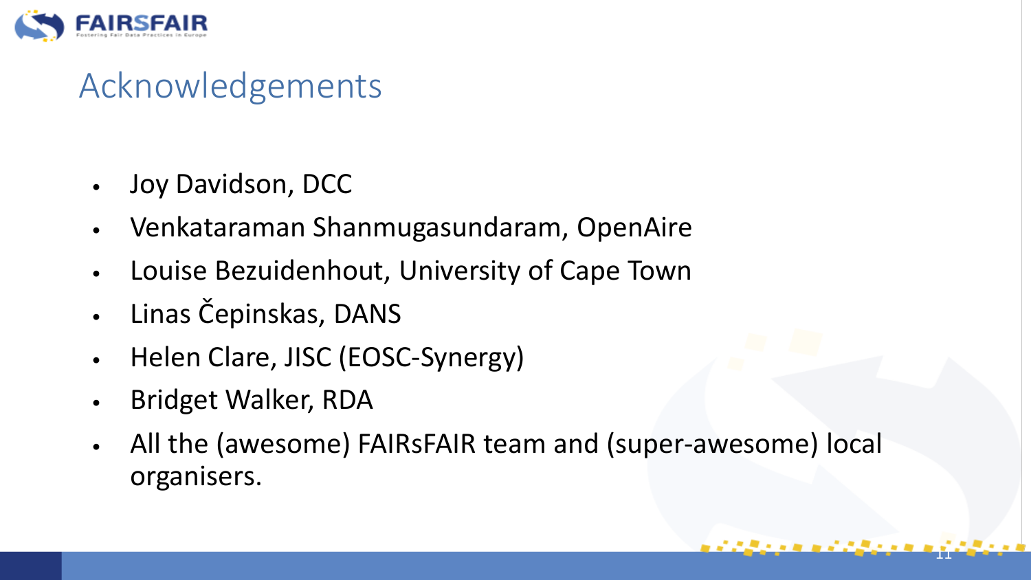# Acknowledgements

- Joy Davidson, DCC
- Venkataraman Shanmugasundaram, OpenAire
- Louise Bezuidenhout, University of Cape Town
- Linas Čepinskas, DANS
- Helen Clare, JISC (EOSC-Synergy)
- Bridget Walker, RDA
- All the (awesome) FAIRsFAIR team and (super-awesome) local organisers.